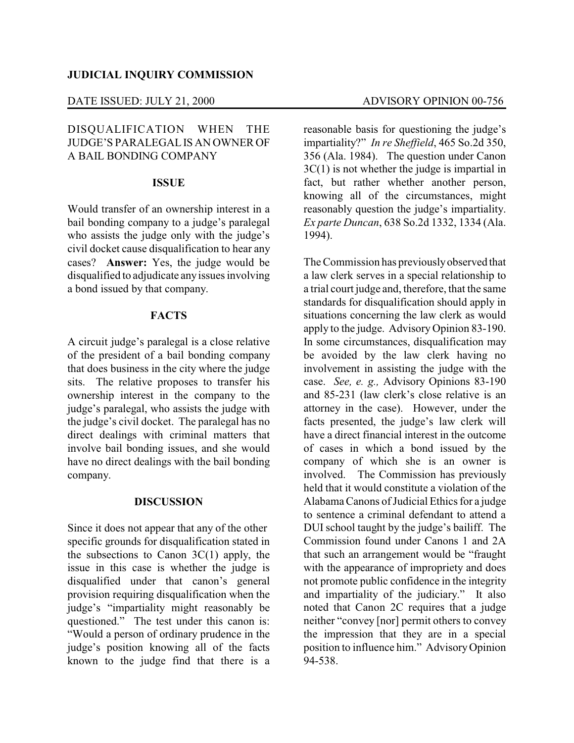**JUDICIAL INQUIRY COMMISSION**

DATE ISSUED: JULY 21, 2000 ADVISORY OPINION 00-756

## DISQUALIFICATION WHEN THE JUDGE'S PARALEGAL IS AN OWNER OF A BAIL BONDING COMPANY

### ISSUE

Would transfer of an ownership interest in a bail bonding company to a judge's paralegal who assists the judge only with the judge's civil docket cause disqualification to hear any cases? **Answer:** Yes, the judge would be disqualified to adjudicate any issues involving a bond issued by that company.

### FACTS

A circuit judge's paralegal is a close relative of the president of a bail bonding company that does business in the city where the judge sits. The relative proposes to transfer his ownership interest in the company to the judge's paralegal, who assists the judge with the judge's civil docket. The paralegal has no direct dealings with criminal matters that involve bail bonding issues, and she would have no direct dealings with the bail bonding company.

### DISCUSSION

Since it does not appear that any of the other specific grounds for disqualification stated in the subsections to Canon 3C(1) apply, the issue in this case is whether the judge is disqualified under that canon's general provision requiring disqualification when the judge's "impartiality might reasonably be questioned." The test under this canon is: "Would a person of ordinary prudence in the judge's position knowing all of the facts known to the judge find that there is a reasonable basis for questioning the judge's impartiality?" *In re Sheffield*, 465 So.2d 350, 356 (Ala. 1984). The question under Canon 3C(1) is not whether the judge is impartial in fact, but rather whether another person, knowing all of the circumstances, might reasonably question the judge's impartiality. *Ex parte Duncan*, 638 So.2d 1332, 1334 (Ala. 1994).

The Commission has previously observed that a law clerk serves in a special relationship to a trial court judge and, therefore, that the same standards for disqualification should apply in situations concerning the law clerk as would apply to the judge. Advisory Opinion 83-190. In some circumstances, disqualification may be avoided by the law clerk having no involvement in assisting the judge with the case. *See, e. g.,* Advisory Opinions 83-190 and 85-231 (law clerk's close relative is an attorney in the case). However, under the facts presented, the judge's law clerk will have a direct financial interest in the outcome of cases in which a bond issued by the company of which she is an owner is involved. The Commission has previously held that it would constitute a violation of the Alabama Canons of Judicial Ethics for a judge to sentence a criminal defendant to attend a DUI school taught by the judge's bailiff. The Commission found under Canons 1 and 2A that such an arrangement would be "fraught with the appearance of impropriety and does not promote public confidence in the integrity and impartiality of the judiciary." It also noted that Canon 2C requires that a judge neither "convey [nor] permit others to convey the impression that they are in a special position to influence him." Advisory Opinion 94-538.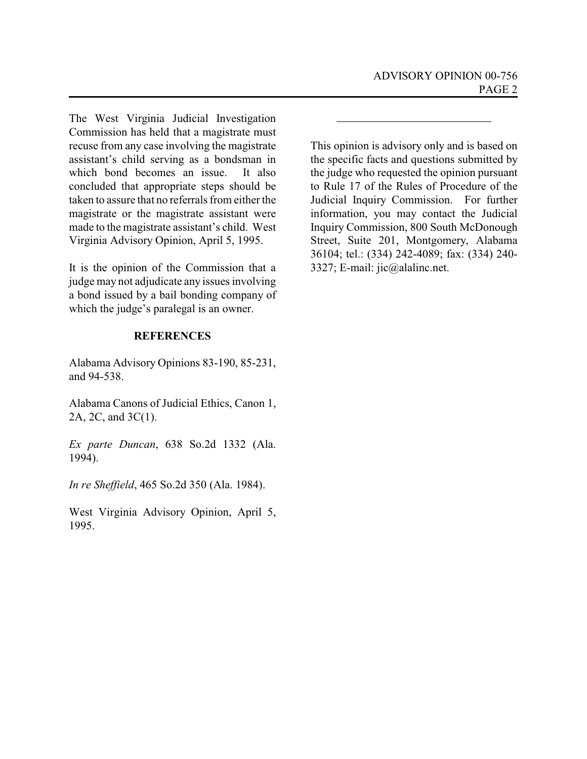The West Virginia Judicial Investigation Commission has held that a magistrate must recuse from any case involving the magistrate assistant's child serving as a bondsman in which bond becomes an issue. It also concluded that appropriate steps should be taken to assure that no referrals from either the magistrate or the magistrate assistant were made to the magistrate assistant's child. West Virginia Advisory Opinion, April 5, 1995.

It is the opinion of the Commission that a judge may not adjudicate any issues involving a bond issued by a bail bonding company of which the judge's paralegal is an owner.

**REFERENCES**

Alabama Advisory Opinions 83-190, 85-231, and 94-538.

Alabama Canons of Judicial Ethics, Canon 1, 2A, 2C, and 3C(1).

*Ex parte Duncan*, 638 So.2d 1332 (Ala. 1994).

*In re Sheffield*, 465 So.2d 350 (Ala. 1984).

West Virginia Advisory Opinion, April 5, 1995.

---

This opinion is advisory only and is based on the specific facts and questions submitted by the judge who requested the opinion pursuant to Rule 17 of the Rules of Procedure of the Judicial Inquiry Commission. For further information, you may contact the Judicial Inquiry Commission, 800 South McDonough Street, Suite 201, Montgomery, Alabama 36104; tel.: (334) 242-4089; fax: (334) 240-3327; E-mail: jic@alalinc.net.